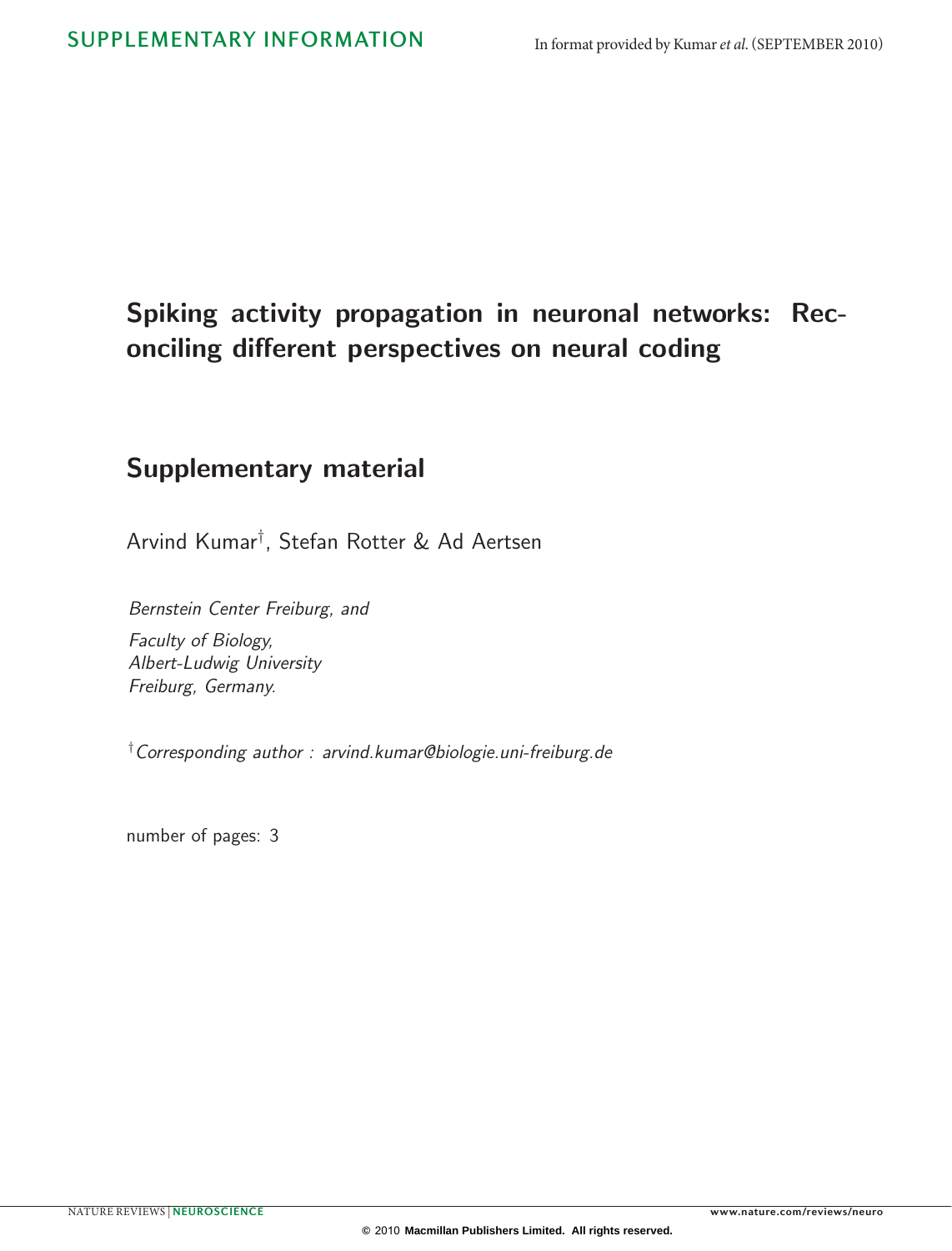# Spiking activity propagation in neuronal networks: Reconciling different perspectives on neural coding

## Supplementary material

Arvind Kumar[†], Stefan Rotter & Ad Aertsen

*Bernstein Center Freiburg, and*

*Faculty of Biology,*
*Albert-Ludwig University*
*Freiburg, Germany.*

[†] *Corresponding author : arvind.kumar@biologie.uni-freiburg.de*

number of pages: 3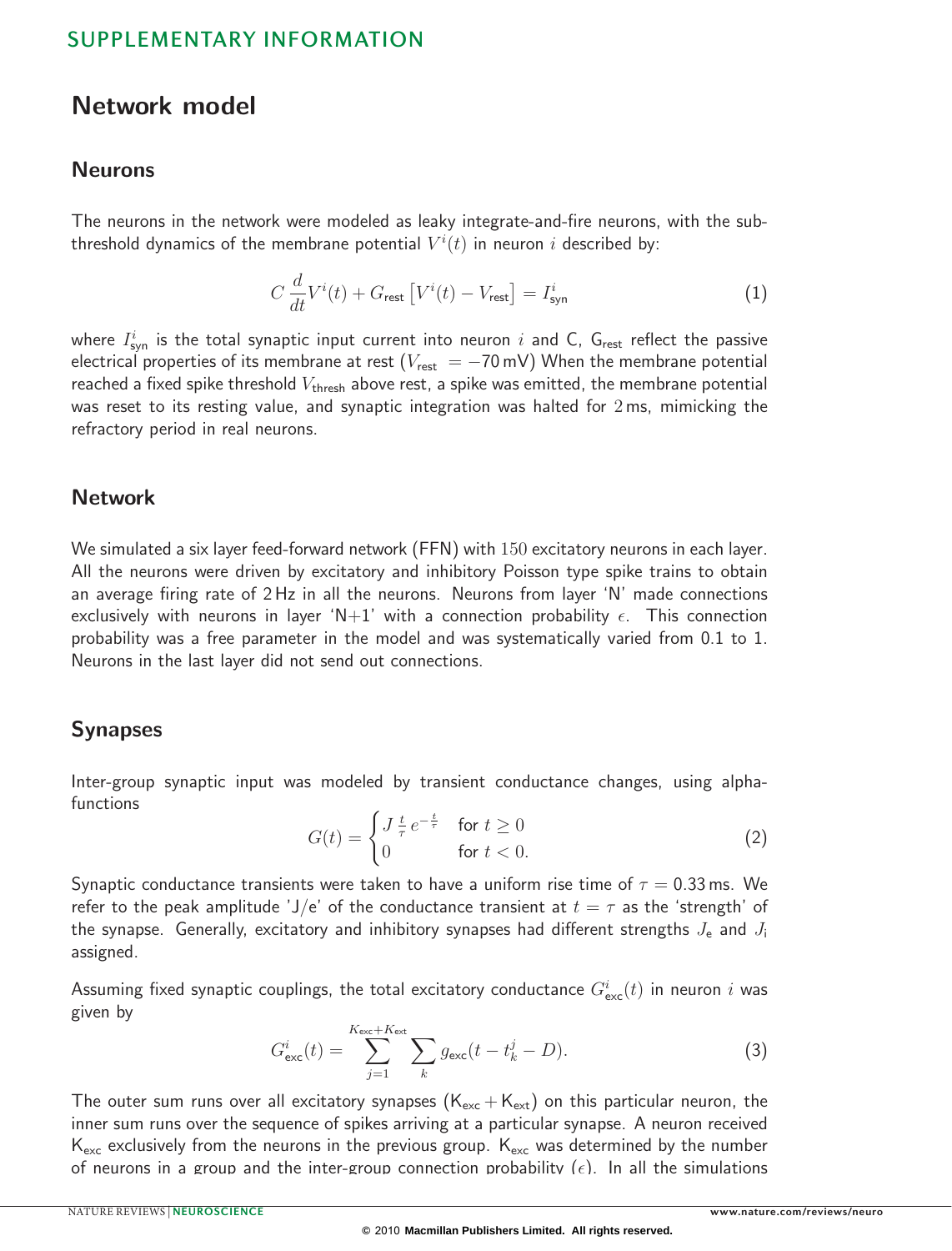# Network model

## Neurons

The neurons in the network were modeled as leaky integrate-and-fire neurons, with the sub-threshold dynamics of the membrane potential $V^i(t)$ in neuron $i$ described by:

$$C\,\frac{d}{dt}V^i(t) + G_{\text{rest}}\left[V^i(t) - V_{\text{rest}}\right] = I^i_{\text{syn}} \tag{1}$$

where $I^i_{\text{syn}}$ is the total synaptic input current into neuron $i$ and C, $G_{\text{rest}}$ reflect the passive electrical properties of its membrane at rest ($V_{\text{rest}} = -70$ mV) When the membrane potential reached a fixed spike threshold $V_{\text{thresh}}$ above rest, a spike was emitted, the membrane potential was reset to its resting value, and synaptic integration was halted for 2 ms, mimicking the refractory period in real neurons.

## Network

We simulated a six layer feed-forward network (FFN) with 150 excitatory neurons in each layer. All the neurons were driven by excitatory and inhibitory Poisson type spike trains to obtain an average firing rate of 2 Hz in all the neurons. Neurons from layer 'N' made connections exclusively with neurons in layer 'N+1' with a connection probability $\epsilon$. This connection probability was a free parameter in the model and was systematically varied from 0.1 to 1. Neurons in the last layer did not send out connections.

## Synapses

Inter-group synaptic input was modeled by transient conductance changes, using alpha-functions

$$G(t) = \begin{cases} J\,\frac{t}{\tau}\,e^{-\frac{t}{\tau}} & \text{for } t \geq 0 \\ 0 & \text{for } t < 0. \end{cases} \tag{2}$$

Synaptic conductance transients were taken to have a uniform rise time of $\tau = 0.33$ ms. We refer to the peak amplitude 'J/e' of the conductance transient at $t = \tau$ as the 'strength' of the synapse. Generally, excitatory and inhibitory synapses had different strengths $J_{\text{e}}$ and $J_{\text{i}}$ assigned.

Assuming fixed synaptic couplings, the total excitatory conductance $G^i_{\text{exc}}(t)$ in neuron $i$ was given by

$$G^i_{\text{exc}}(t) = \sum_{j=1}^{K_{\text{exc}}+K_{\text{ext}}} \sum_{k} g_{\text{exc}}(t - t^j_k - D). \tag{3}$$

The outer sum runs over all excitatory synapses ($K_{\text{exc}} + K_{\text{ext}}$) on this particular neuron, the inner sum runs over the sequence of spikes arriving at a particular synapse. A neuron received $K_{\text{exc}}$ exclusively from the neurons in the previous group. $K_{\text{exc}}$ was determined by the number of neurons in a group and the inter-group connection probability ($\epsilon$). In all the simulations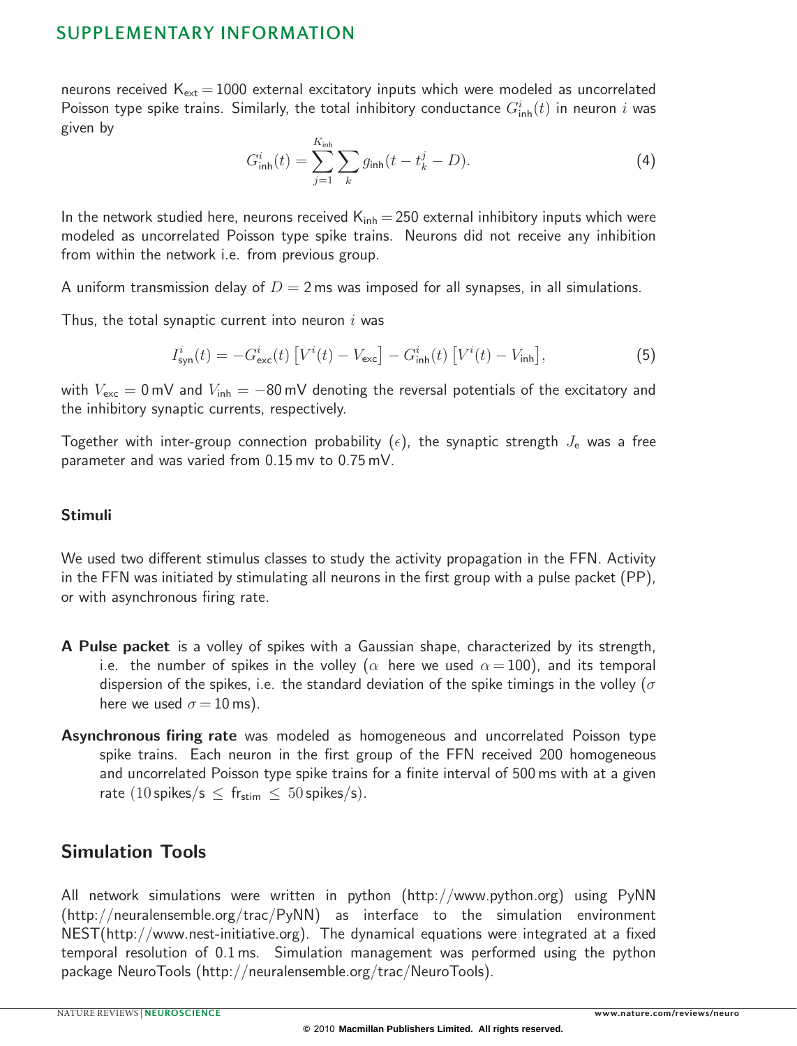neurons received $K_{ext} = 1000$ external excitatory inputs which were modeled as uncorrelated Poisson type spike trains. Similarly, the total inhibitory conductance $G^i_{inh}(t)$ in neuron $i$ was given by

$$G^i_{inh}(t) = \sum_{j=1}^{K_{inh}} \sum_k g_{inh}(t - t^j_k - D). \tag{4}$$

In the network studied here, neurons received $K_{inh} = 250$ external inhibitory inputs which were modeled as uncorrelated Poisson type spike trains. Neurons did not receive any inhibition from within the network i.e. from previous group.

A uniform transmission delay of $D = 2$ ms was imposed for all synapses, in all simulations.

Thus, the total synaptic current into neuron $i$ was

$$I^i_{syn}(t) = -G^i_{exc}(t)\left[V^i(t) - V_{exc}\right] - G^i_{inh}(t)\left[V^i(t) - V_{inh}\right], \tag{5}$$

with $V_{exc} = 0$ mV and $V_{inh} = -80$ mV denoting the reversal potentials of the excitatory and the inhibitory synaptic currents, respectively.

Together with inter-group connection probability ($\epsilon$), the synaptic strength $J_e$ was a free parameter and was varied from 0.15 mv to 0.75 mV.

### Stimuli

We used two different stimulus classes to study the activity propagation in the FFN. Activity in the FFN was initiated by stimulating all neurons in the first group with a pulse packet (PP), or with asynchronous firing rate.

**A Pulse packet** is a volley of spikes with a Gaussian shape, characterized by its strength, i.e. the number of spikes in the volley ($\alpha$ here we used $\alpha = 100$), and its temporal dispersion of the spikes, i.e. the standard deviation of the spike timings in the volley ($\sigma$ here we used $\sigma = 10$ ms).

**Asynchronous firing rate** was modeled as homogeneous and uncorrelated Poisson type spike trains. Each neuron in the first group of the FFN received 200 homogeneous and uncorrelated Poisson type spike trains for a finite interval of 500 ms with at a given rate $(10\,\text{spikes/s} \leq \text{fr}_{stim} \leq 50\,\text{spikes/s})$.

## Simulation Tools

All network simulations were written in python (http://www.python.org) using PyNN (http://neuralensemble.org/trac/PyNN) as interface to the simulation environment NEST(http://www.nest-initiative.org). The dynamical equations were integrated at a fixed temporal resolution of 0.1 ms. Simulation management was performed using the python package NeuroTools (http://neuralensemble.org/trac/NeuroTools).